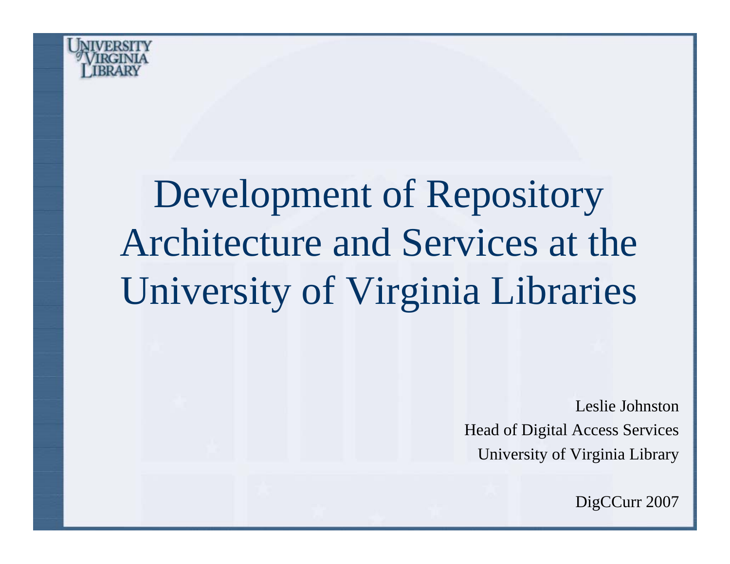UNIVERSITY of VIRGINIA LIBRARY

# Development of Repository Architecture and Services at the University of Virginia Libraries

Leslie Johnston
Head of Digital Access Services
University of Virginia Library

DigCCurr 2007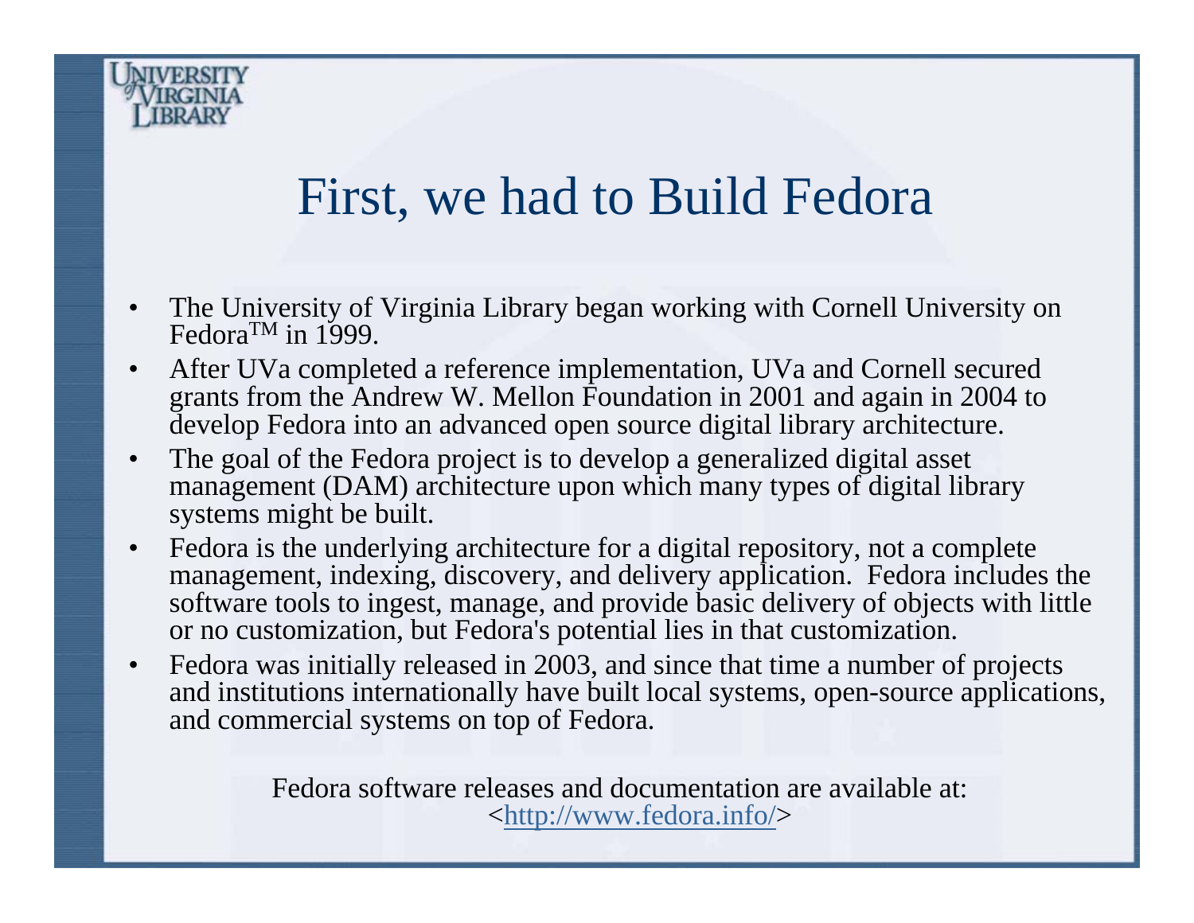# First, we had to Build Fedora

- The University of Virginia Library began working with Cornell University on Fedora™ in 1999.
- After UVa completed a reference implementation, UVa and Cornell secured grants from the Andrew W. Mellon Foundation in 2001 and again in 2004 to develop Fedora into an advanced open source digital library architecture.
- The goal of the Fedora project is to develop a generalized digital asset management (DAM) architecture upon which many types of digital library systems might be built.
- Fedora is the underlying architecture for a digital repository, not a complete management, indexing, discovery, and delivery application. Fedora includes the software tools to ingest, manage, and provide basic delivery of objects with little or no customization, but Fedora's potential lies in that customization.
- Fedora was initially released in 2003, and since that time a number of projects and institutions internationally have built local systems, open-source applications, and commercial systems on top of Fedora.

Fedora software releases and documentation are available at:
<http://www.fedora.info/>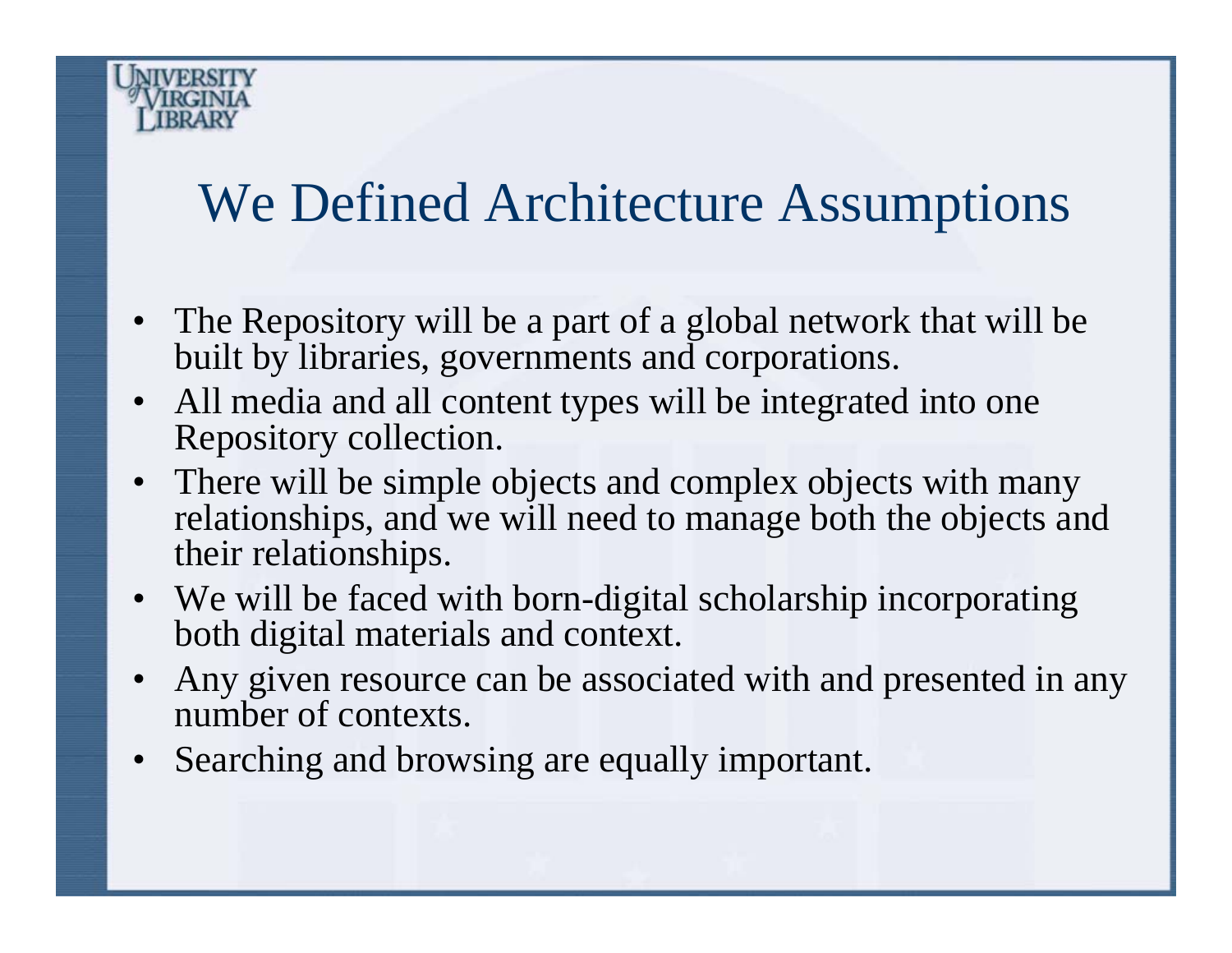# We Defined Architecture Assumptions

- The Repository will be a part of a global network that will be built by libraries, governments and corporations.
- All media and all content types will be integrated into one Repository collection.
- There will be simple objects and complex objects with many relationships, and we will need to manage both the objects and their relationships.
- We will be faced with born-digital scholarship incorporating both digital materials and context.
- Any given resource can be associated with and presented in any number of contexts.
- Searching and browsing are equally important.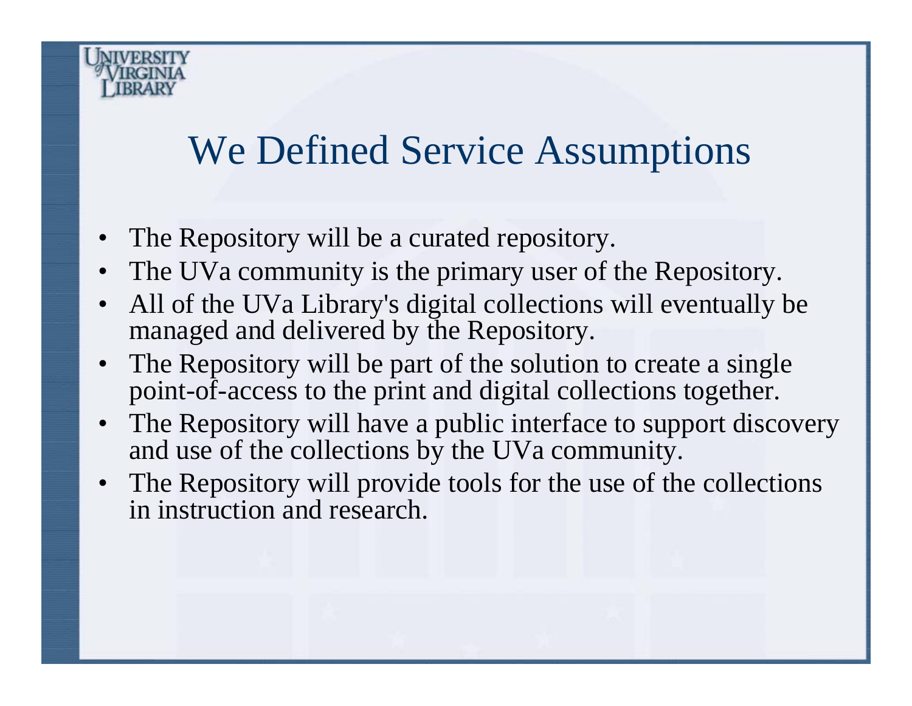# We Defined Service Assumptions

- The Repository will be a curated repository.
- The UVa community is the primary user of the Repository.
- All of the UVa Library's digital collections will eventually be managed and delivered by the Repository.
- The Repository will be part of the solution to create a single point-of-access to the print and digital collections together.
- The Repository will have a public interface to support discovery and use of the collections by the UVa community.
- The Repository will provide tools for the use of the collections in instruction and research.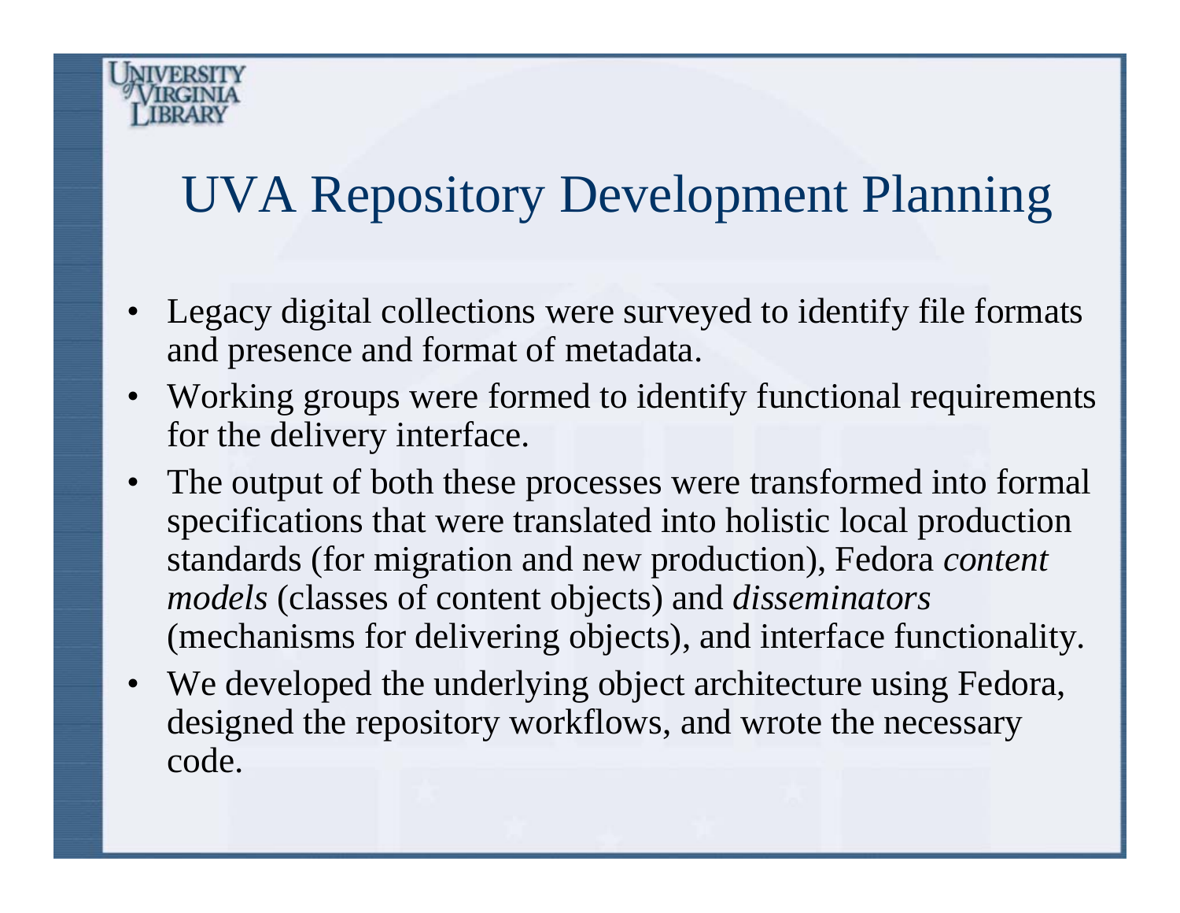# UVA Repository Development Planning

- Legacy digital collections were surveyed to identify file formats and presence and format of metadata.
- Working groups were formed to identify functional requirements for the delivery interface.
- The output of both these processes were transformed into formal specifications that were translated into holistic local production standards (for migration and new production), Fedora *content models* (classes of content objects) and *disseminators* (mechanisms for delivering objects), and interface functionality.
- We developed the underlying object architecture using Fedora, designed the repository workflows, and wrote the necessary code.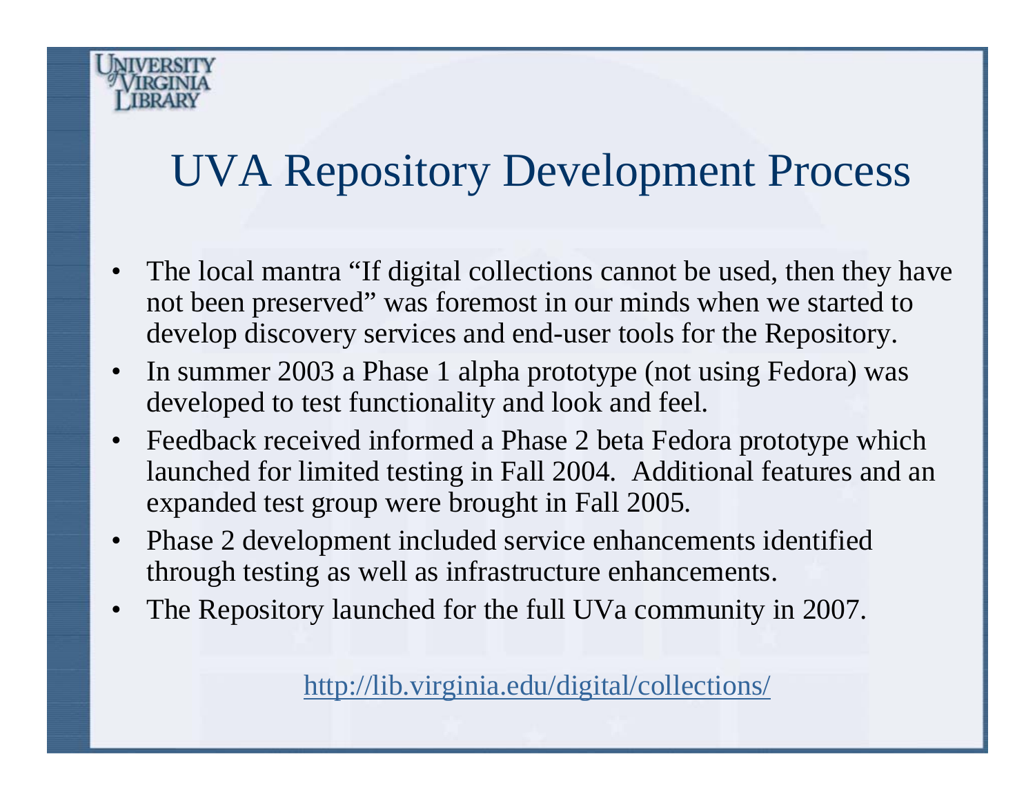# UVA Repository Development Process

- The local mantra "If digital collections cannot be used, then they have not been preserved" was foremost in our minds when we started to develop discovery services and end-user tools for the Repository.
- In summer 2003 a Phase 1 alpha prototype (not using Fedora) was developed to test functionality and look and feel.
- Feedback received informed a Phase 2 beta Fedora prototype which launched for limited testing in Fall 2004. Additional features and an expanded test group were brought in Fall 2005.
- Phase 2 development included service enhancements identified through testing as well as infrastructure enhancements.
- The Repository launched for the full UVa community in 2007.

http://lib.virginia.edu/digital/collections/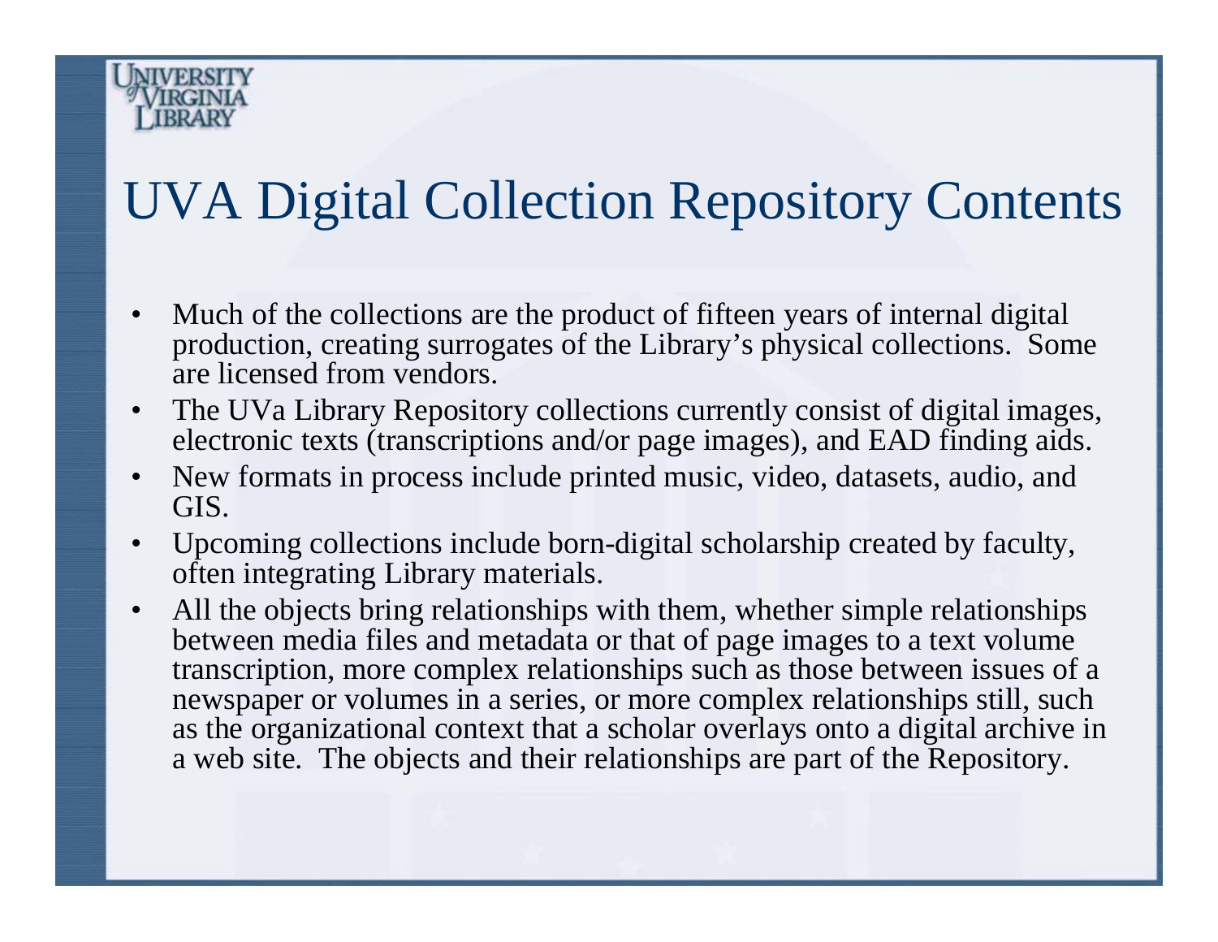# UVA Digital Collection Repository Contents

- Much of the collections are the product of fifteen years of internal digital production, creating surrogates of the Library's physical collections. Some are licensed from vendors.
- The UVa Library Repository collections currently consist of digital images, electronic texts (transcriptions and/or page images), and EAD finding aids.
- New formats in process include printed music, video, datasets, audio, and GIS.
- Upcoming collections include born-digital scholarship created by faculty, often integrating Library materials.
- All the objects bring relationships with them, whether simple relationships between media files and metadata or that of page images to a text volume transcription, more complex relationships such as those between issues of a newspaper or volumes in a series, or more complex relationships still, such as the organizational context that a scholar overlays onto a digital archive in a web site. The objects and their relationships are part of the Repository.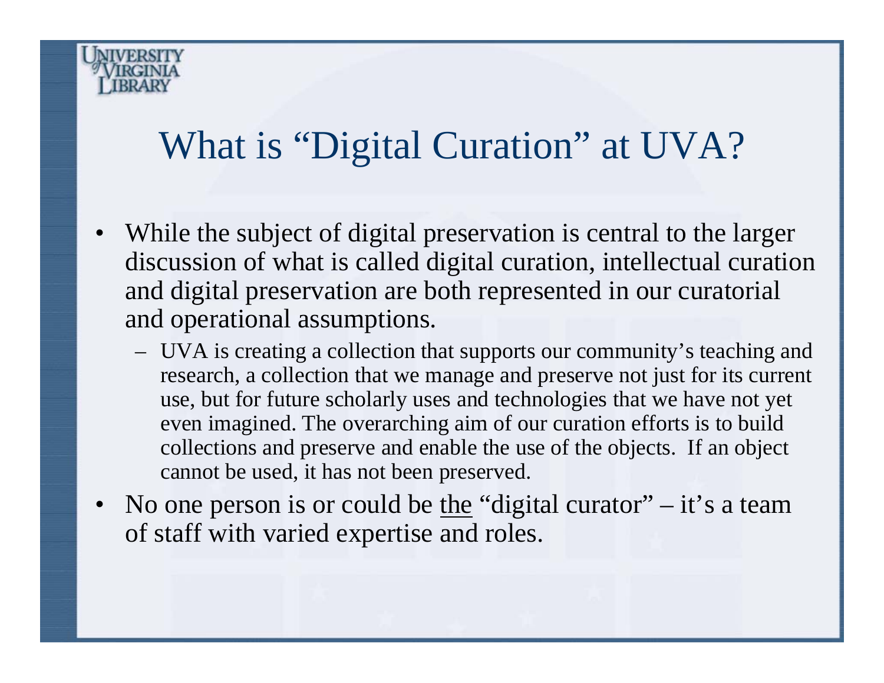# What is "Digital Curation" at UVA?

- While the subject of digital preservation is central to the larger discussion of what is called digital curation, intellectual curation and digital preservation are both represented in our curatorial and operational assumptions.
  - UVA is creating a collection that supports our community's teaching and research, a collection that we manage and preserve not just for its current use, but for future scholarly uses and technologies that we have not yet even imagined. The overarching aim of our curation efforts is to build collections and preserve and enable the use of the objects. If an object cannot be used, it has not been preserved.
- No one person is or could be <u>the</u> "digital curator" – it's a team of staff with varied expertise and roles.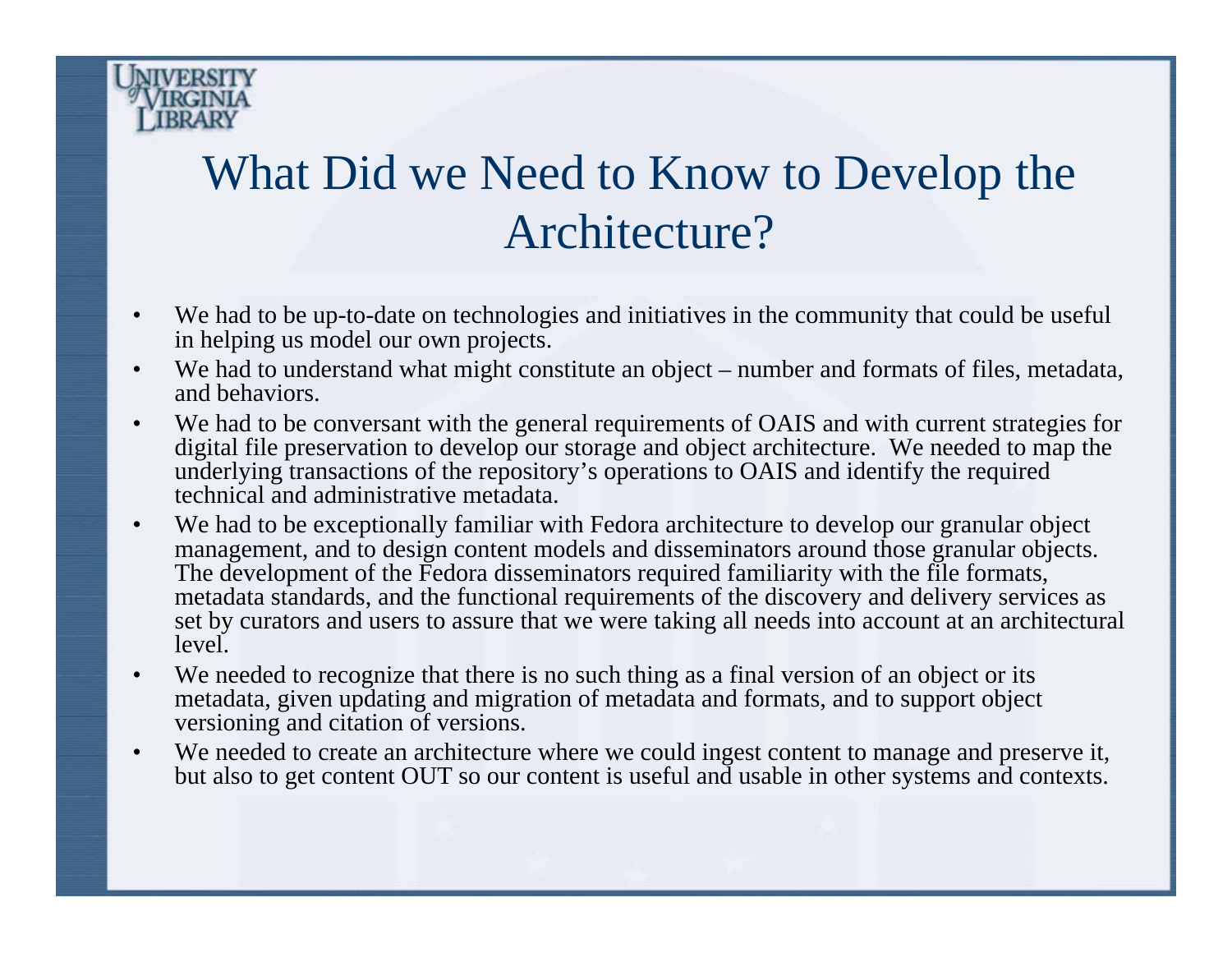# What Did we Need to Know to Develop the Architecture?

- We had to be up-to-date on technologies and initiatives in the community that could be useful in helping us model our own projects.
- We had to understand what might constitute an object – number and formats of files, metadata, and behaviors.
- We had to be conversant with the general requirements of OAIS and with current strategies for digital file preservation to develop our storage and object architecture. We needed to map the underlying transactions of the repository's operations to OAIS and identify the required technical and administrative metadata.
- We had to be exceptionally familiar with Fedora architecture to develop our granular object management, and to design content models and disseminators around those granular objects. The development of the Fedora disseminators required familiarity with the file formats, metadata standards, and the functional requirements of the discovery and delivery services as set by curators and users to assure that we were taking all needs into account at an architectural level.
- We needed to recognize that there is no such thing as a final version of an object or its metadata, given updating and migration of metadata and formats, and to support object versioning and citation of versions.
- We needed to create an architecture where we could ingest content to manage and preserve it, but also to get content OUT so our content is useful and usable in other systems and contexts.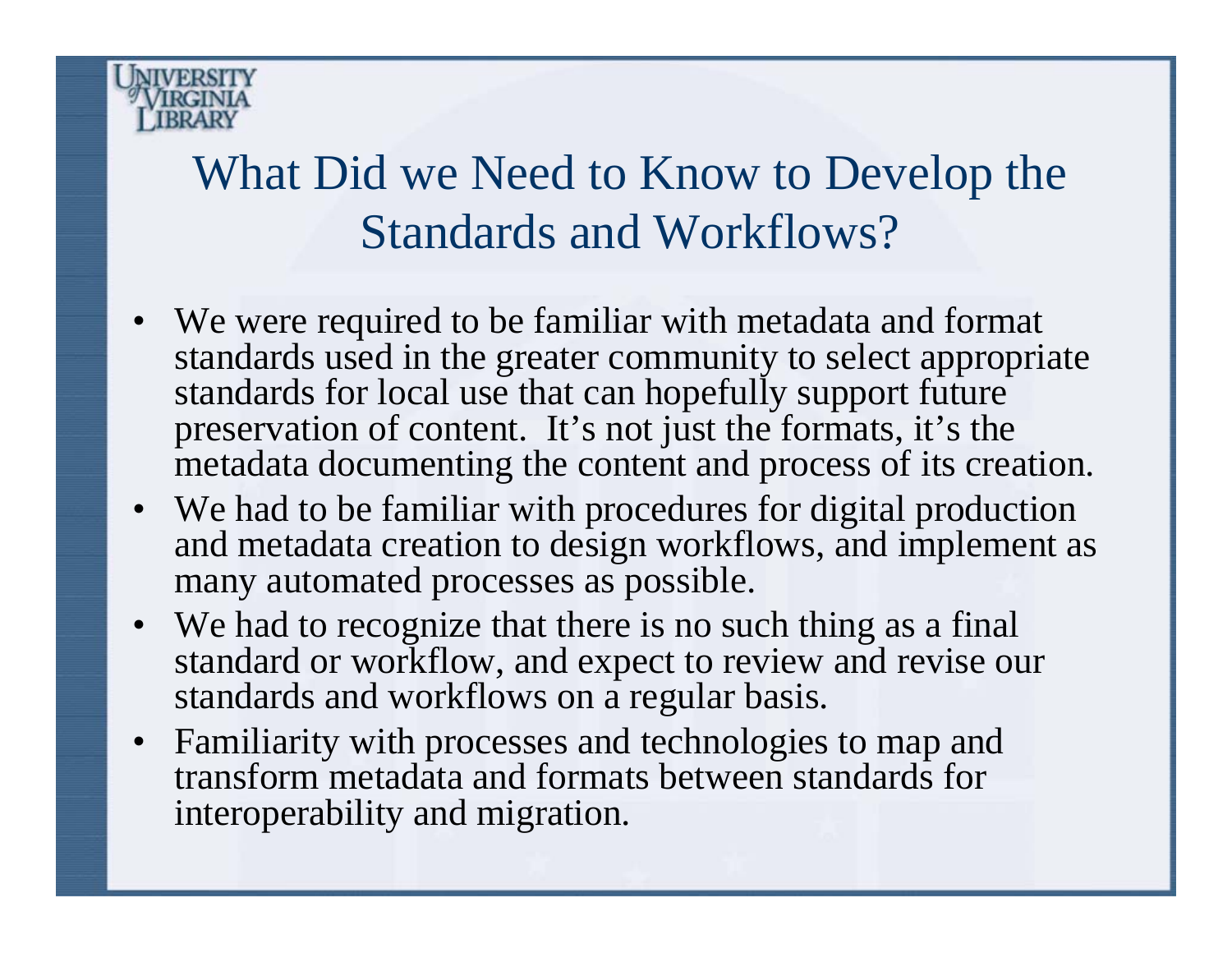# What Did we Need to Know to Develop the Standards and Workflows?

- We were required to be familiar with metadata and format standards used in the greater community to select appropriate standards for local use that can hopefully support future preservation of content. It's not just the formats, it's the metadata documenting the content and process of its creation.
- We had to be familiar with procedures for digital production and metadata creation to design workflows, and implement as many automated processes as possible.
- We had to recognize that there is no such thing as a final standard or workflow, and expect to review and revise our standards and workflows on a regular basis.
- Familiarity with processes and technologies to map and transform metadata and formats between standards for interoperability and migration.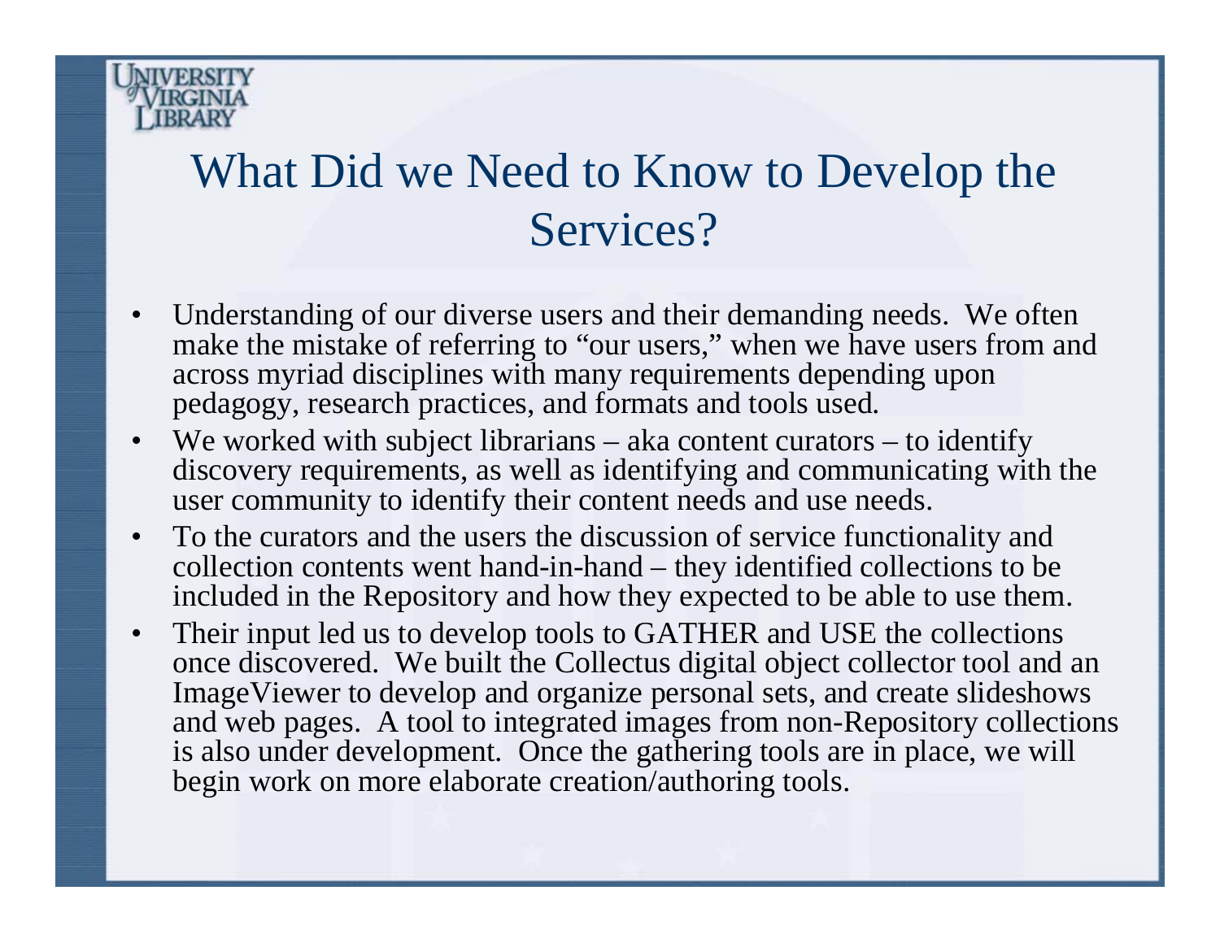# What Did we Need to Know to Develop the Services?

- Understanding of our diverse users and their demanding needs. We often make the mistake of referring to "our users," when we have users from and across myriad disciplines with many requirements depending upon pedagogy, research practices, and formats and tools used.
- We worked with subject librarians – aka content curators – to identify discovery requirements, as well as identifying and communicating with the user community to identify their content needs and use needs.
- To the curators and the users the discussion of service functionality and collection contents went hand-in-hand – they identified collections to be included in the Repository and how they expected to be able to use them.
- Their input led us to develop tools to GATHER and USE the collections once discovered. We built the Collectus digital object collector tool and an ImageViewer to develop and organize personal sets, and create slideshows and web pages. A tool to integrated images from non-Repository collections is also under development. Once the gathering tools are in place, we will begin work on more elaborate creation/authoring tools.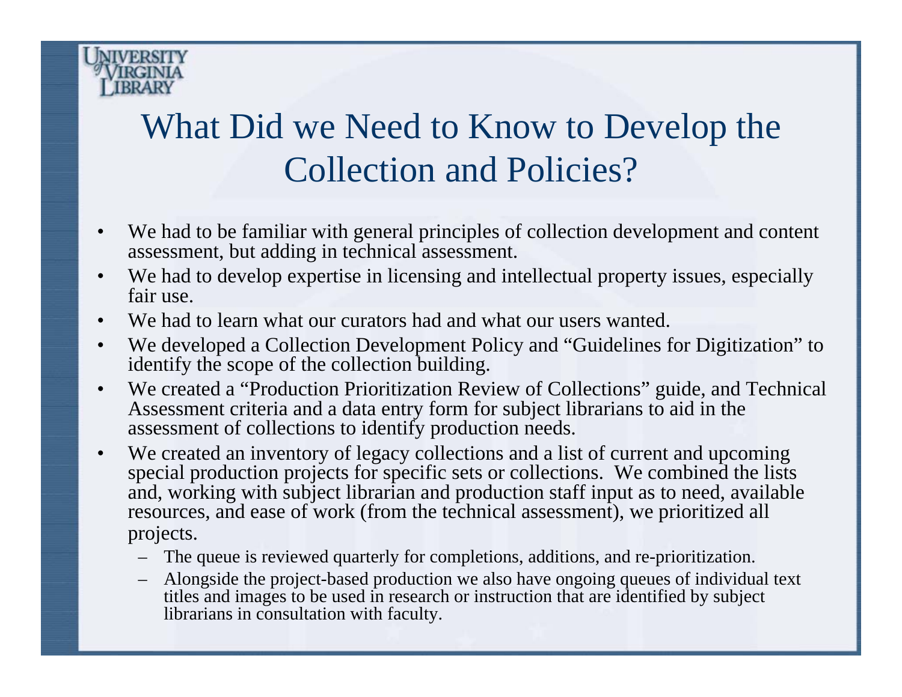# What Did we Need to Know to Develop the Collection and Policies?

- We had to be familiar with general principles of collection development and content assessment, but adding in technical assessment.
- We had to develop expertise in licensing and intellectual property issues, especially fair use.
- We had to learn what our curators had and what our users wanted.
- We developed a Collection Development Policy and "Guidelines for Digitization" to identify the scope of the collection building.
- We created a "Production Prioritization Review of Collections" guide, and Technical Assessment criteria and a data entry form for subject librarians to aid in the assessment of collections to identify production needs.
- We created an inventory of legacy collections and a list of current and upcoming special production projects for specific sets or collections. We combined the lists and, working with subject librarian and production staff input as to need, available resources, and ease of work (from the technical assessment), we prioritized all projects.
  - The queue is reviewed quarterly for completions, additions, and re-prioritization.
  - Alongside the project-based production we also have ongoing queues of individual text titles and images to be used in research or instruction that are identified by subject librarians in consultation with faculty.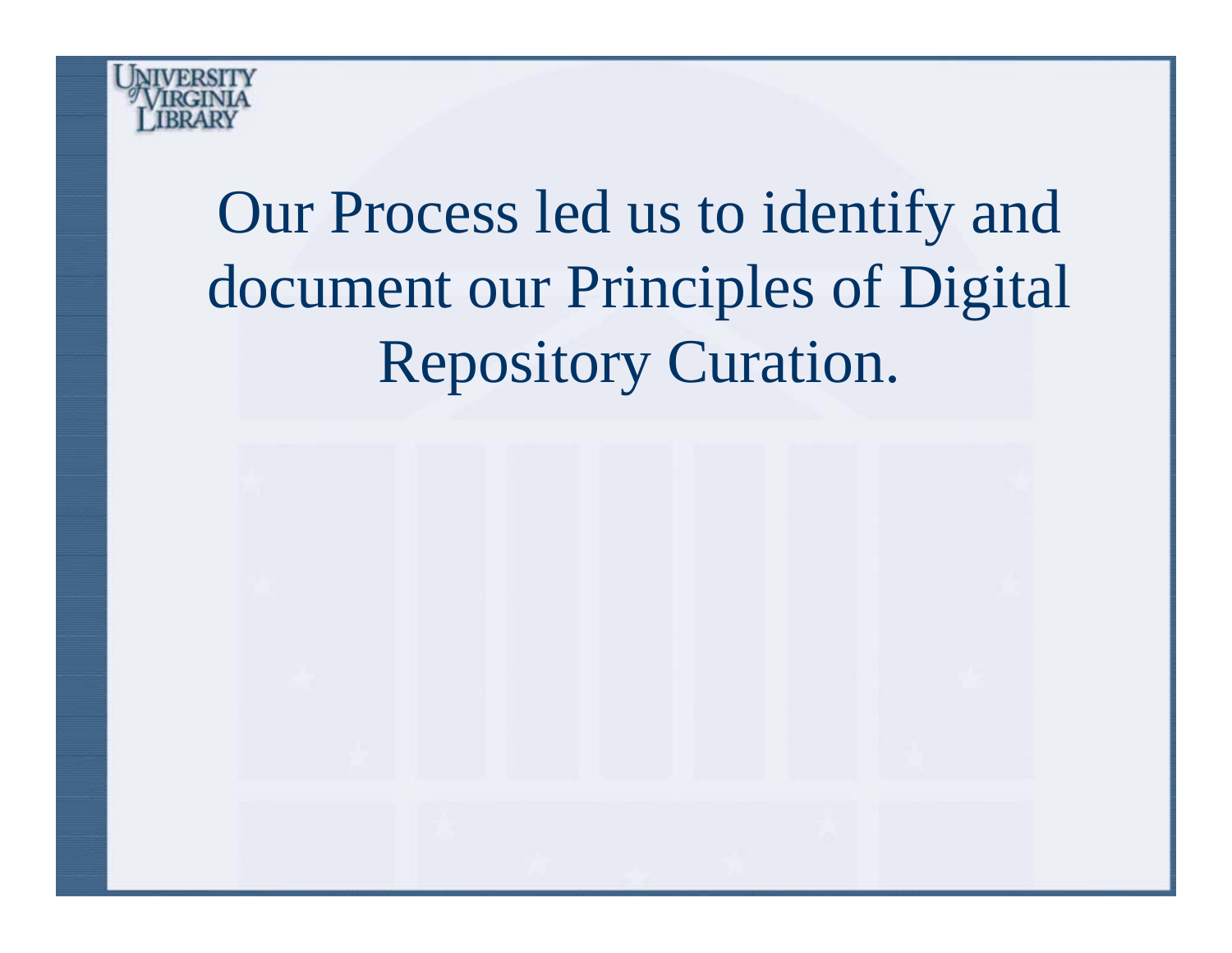# Our Process led us to identify and document our Principles of Digital Repository Curation.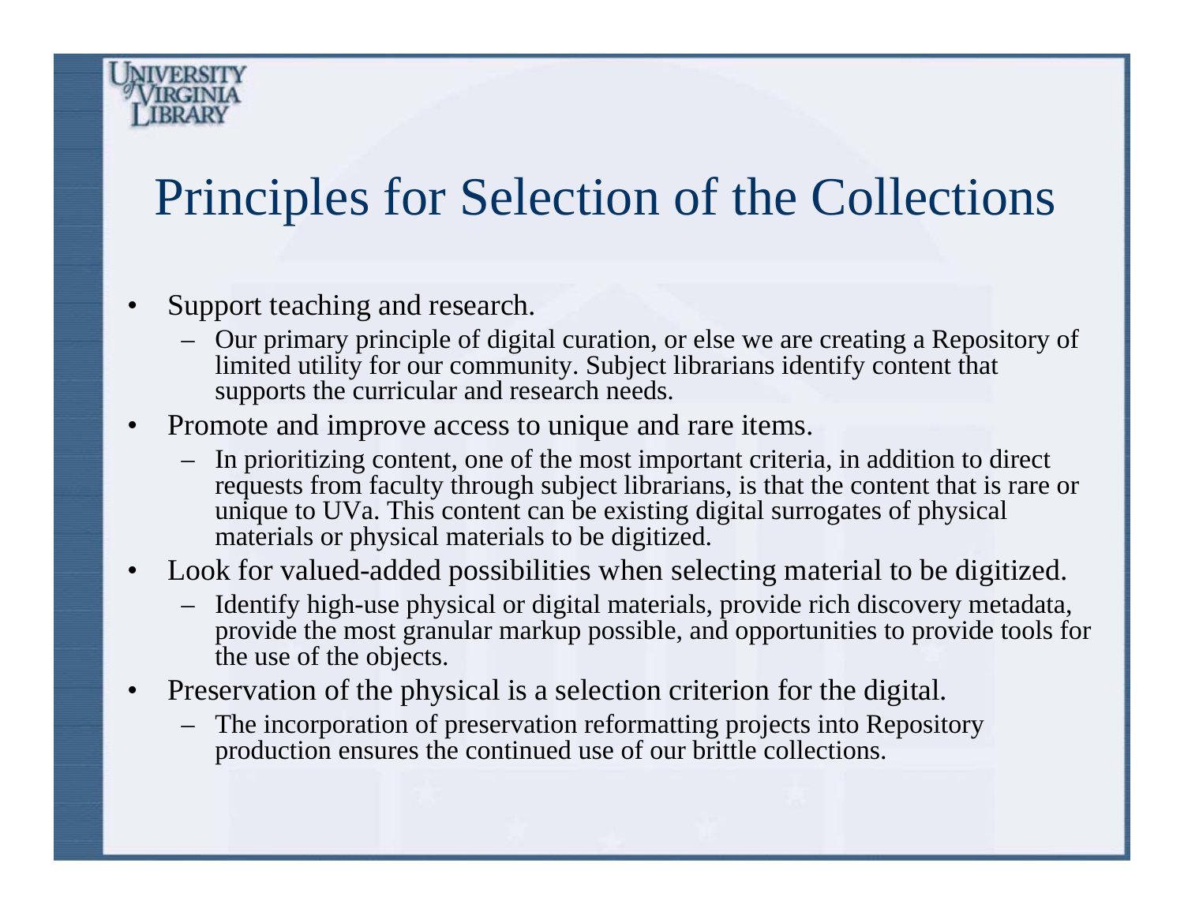# Principles for Selection of the Collections

- Support teaching and research.
  - Our primary principle of digital curation, or else we are creating a Repository of limited utility for our community. Subject librarians identify content that supports the curricular and research needs.
- Promote and improve access to unique and rare items.
  - In prioritizing content, one of the most important criteria, in addition to direct requests from faculty through subject librarians, is that the content that is rare or unique to UVa. This content can be existing digital surrogates of physical materials or physical materials to be digitized.
- Look for valued-added possibilities when selecting material to be digitized.
  - Identify high-use physical or digital materials, provide rich discovery metadata, provide the most granular markup possible, and opportunities to provide tools for the use of the objects.
- Preservation of the physical is a selection criterion for the digital.
  - The incorporation of preservation reformatting projects into Repository production ensures the continued use of our brittle collections.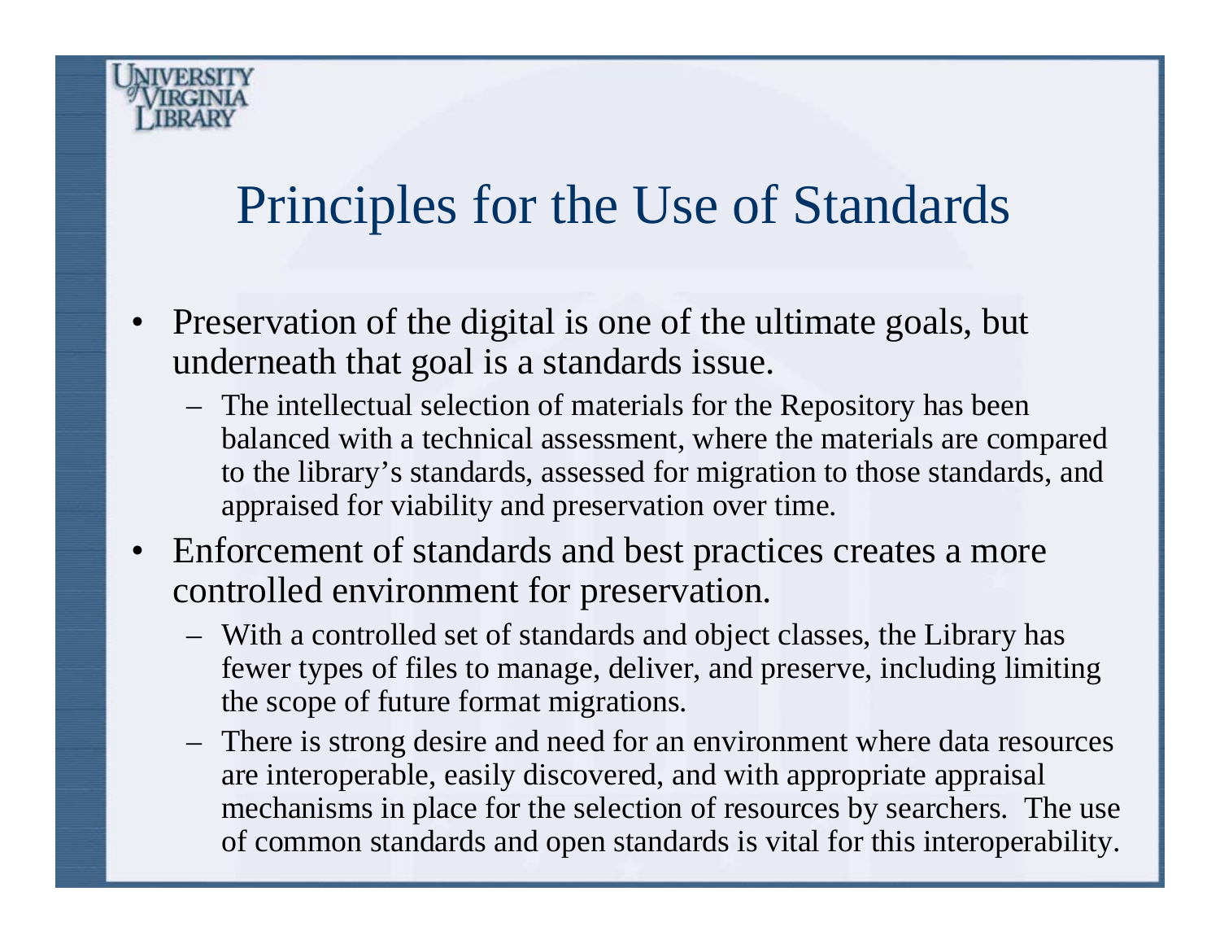# Principles for the Use of Standards

- Preservation of the digital is one of the ultimate goals, but underneath that goal is a standards issue.
  - The intellectual selection of materials for the Repository has been balanced with a technical assessment, where the materials are compared to the library's standards, assessed for migration to those standards, and appraised for viability and preservation over time.
- Enforcement of standards and best practices creates a more controlled environment for preservation.
  - With a controlled set of standards and object classes, the Library has fewer types of files to manage, deliver, and preserve, including limiting the scope of future format migrations.
  - There is strong desire and need for an environment where data resources are interoperable, easily discovered, and with appropriate appraisal mechanisms in place for the selection of resources by searchers. The use of common standards and open standards is vital for this interoperability.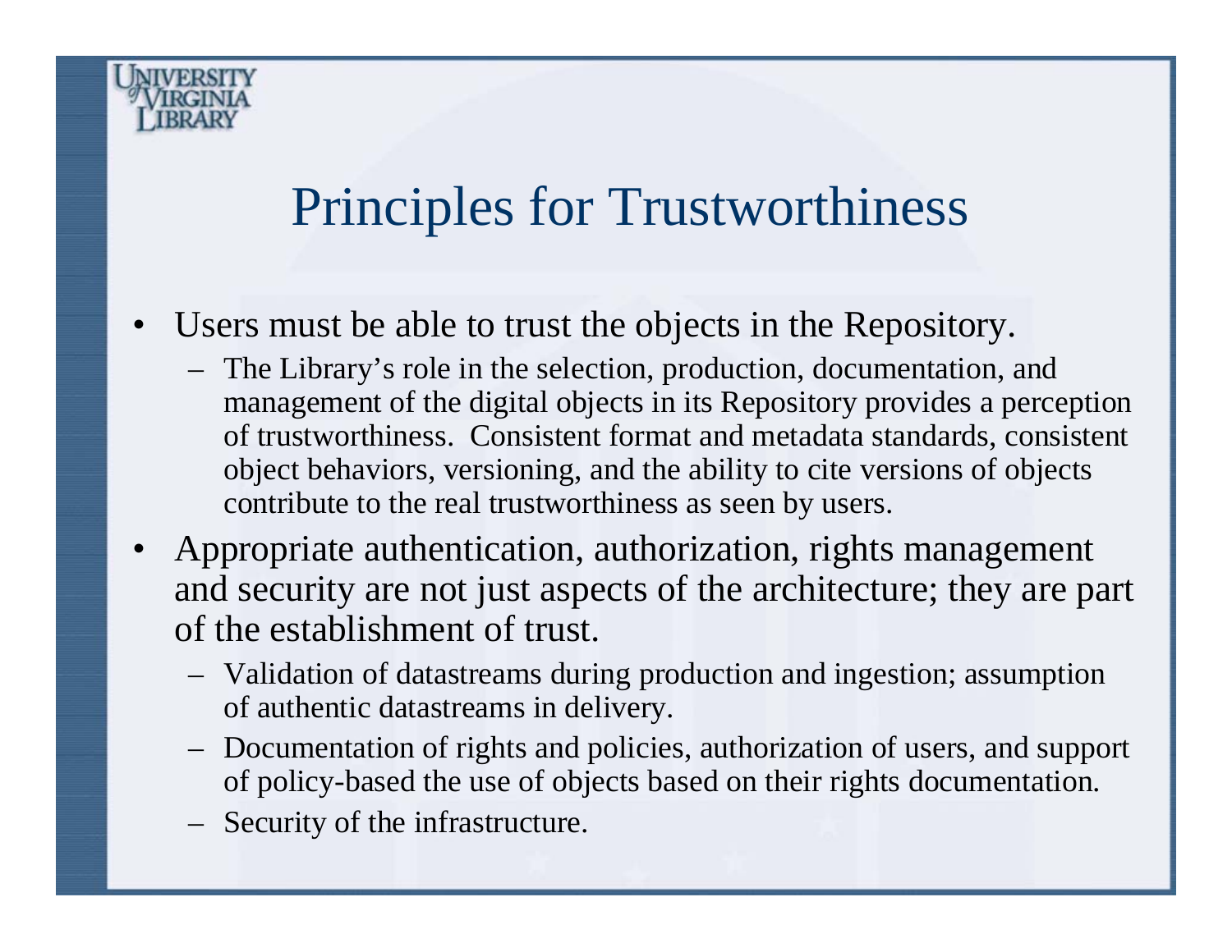# Principles for Trustworthiness

- Users must be able to trust the objects in the Repository.
  - The Library's role in the selection, production, documentation, and management of the digital objects in its Repository provides a perception of trustworthiness. Consistent format and metadata standards, consistent object behaviors, versioning, and the ability to cite versions of objects contribute to the real trustworthiness as seen by users.
- Appropriate authentication, authorization, rights management and security are not just aspects of the architecture; they are part of the establishment of trust.
  - Validation of datastreams during production and ingestion; assumption of authentic datastreams in delivery.
  - Documentation of rights and policies, authorization of users, and support of policy-based the use of objects based on their rights documentation.
  - Security of the infrastructure.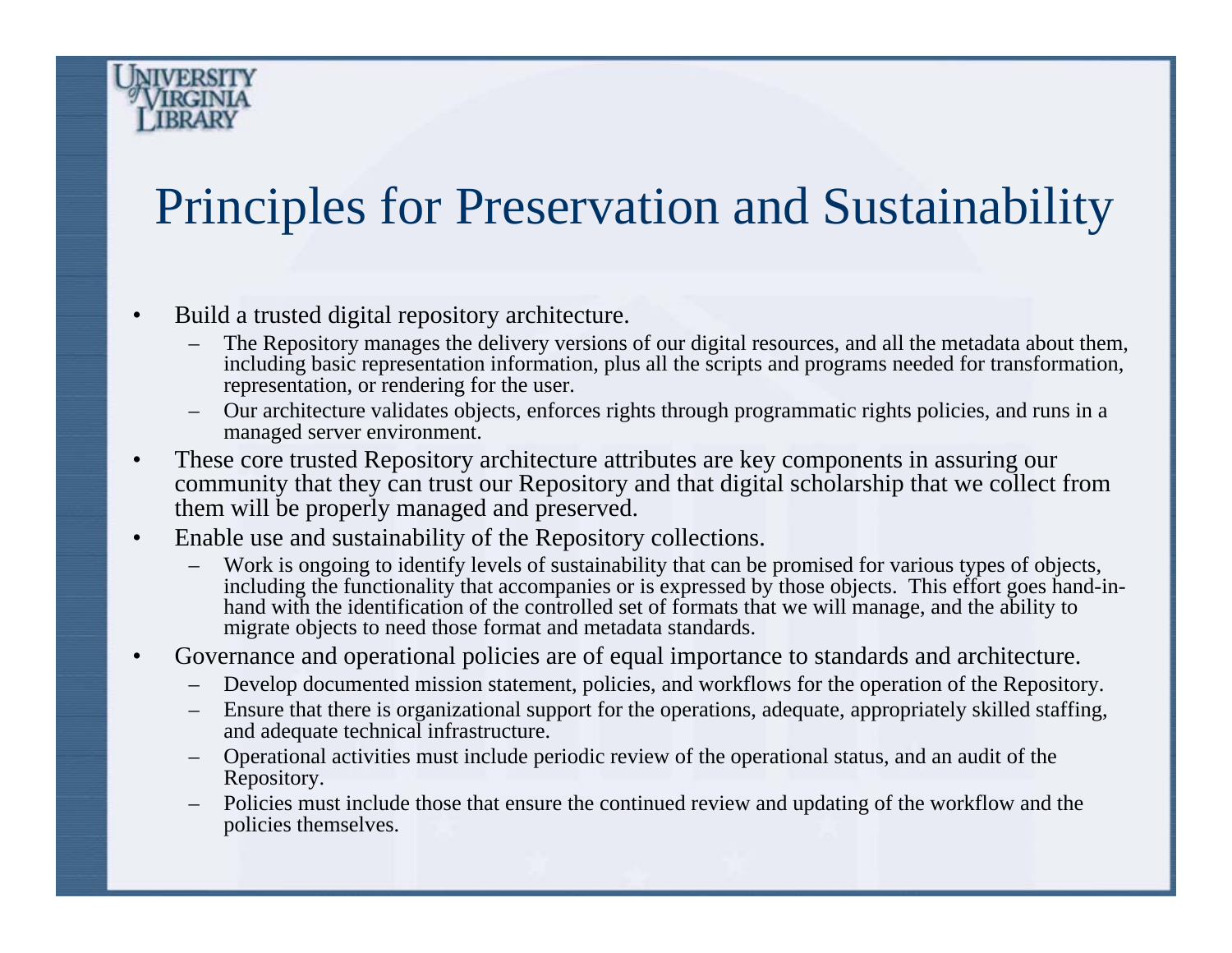# Principles for Preservation and Sustainability

- Build a trusted digital repository architecture.
  - The Repository manages the delivery versions of our digital resources, and all the metadata about them, including basic representation information, plus all the scripts and programs needed for transformation, representation, or rendering for the user.
  - Our architecture validates objects, enforces rights through programmatic rights policies, and runs in a managed server environment.
- These core trusted Repository architecture attributes are key components in assuring our community that they can trust our Repository and that digital scholarship that we collect from them will be properly managed and preserved.
- Enable use and sustainability of the Repository collections.
  - Work is ongoing to identify levels of sustainability that can be promised for various types of objects, including the functionality that accompanies or is expressed by those objects. This effort goes hand-in-hand with the identification of the controlled set of formats that we will manage, and the ability to migrate objects to need those format and metadata standards.
- Governance and operational policies are of equal importance to standards and architecture.
  - Develop documented mission statement, policies, and workflows for the operation of the Repository.
  - Ensure that there is organizational support for the operations, adequate, appropriately skilled staffing, and adequate technical infrastructure.
  - Operational activities must include periodic review of the operational status, and an audit of the Repository.
  - Policies must include those that ensure the continued review and updating of the workflow and the policies themselves.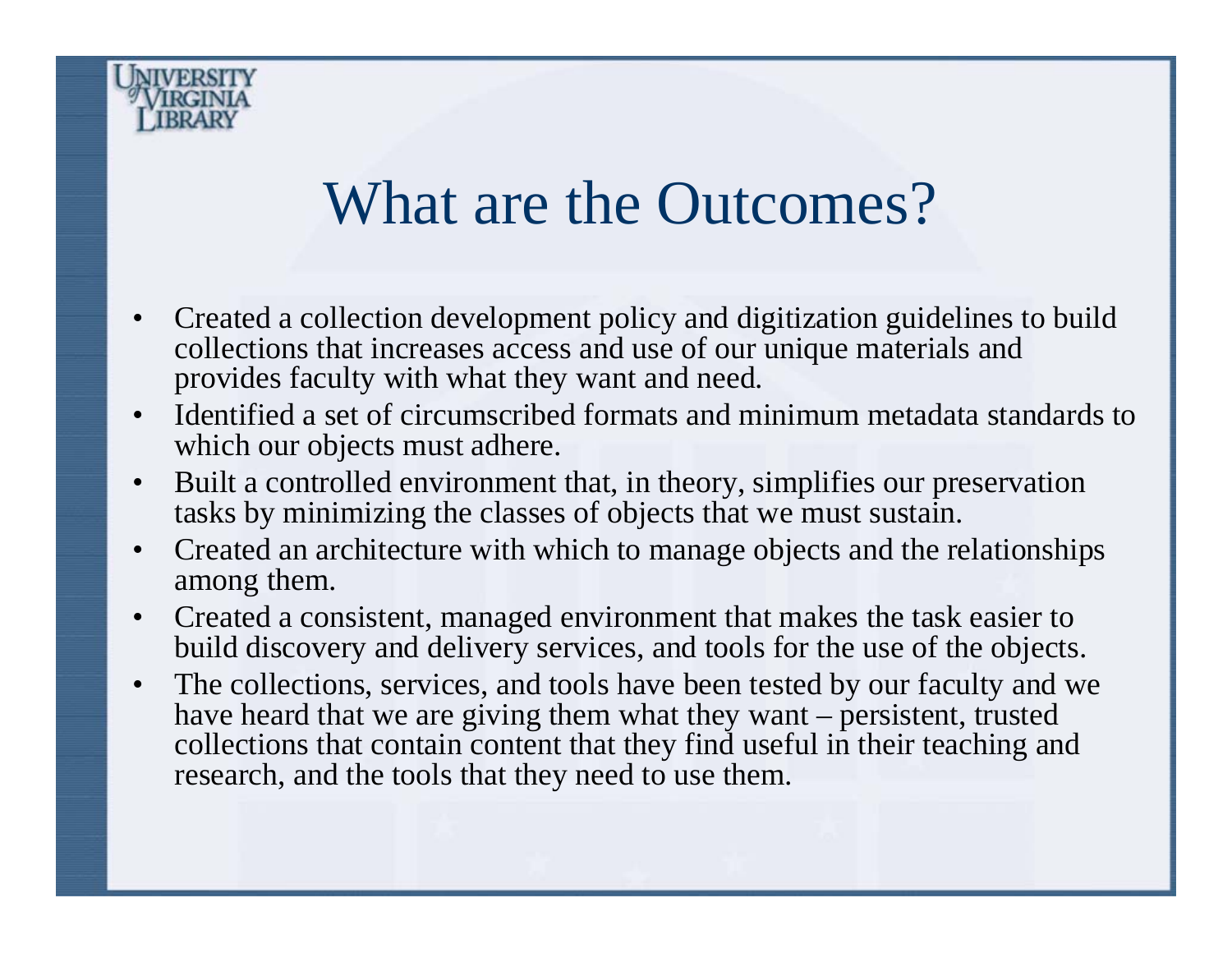University of Virginia Library

# What are the Outcomes?

- Created a collection development policy and digitization guidelines to build collections that increases access and use of our unique materials and provides faculty with what they want and need.
- Identified a set of circumscribed formats and minimum metadata standards to which our objects must adhere.
- Built a controlled environment that, in theory, simplifies our preservation tasks by minimizing the classes of objects that we must sustain.
- Created an architecture with which to manage objects and the relationships among them.
- Created a consistent, managed environment that makes the task easier to build discovery and delivery services, and tools for the use of the objects.
- The collections, services, and tools have been tested by our faculty and we have heard that we are giving them what they want – persistent, trusted collections that contain content that they find useful in their teaching and research, and the tools that they need to use them.